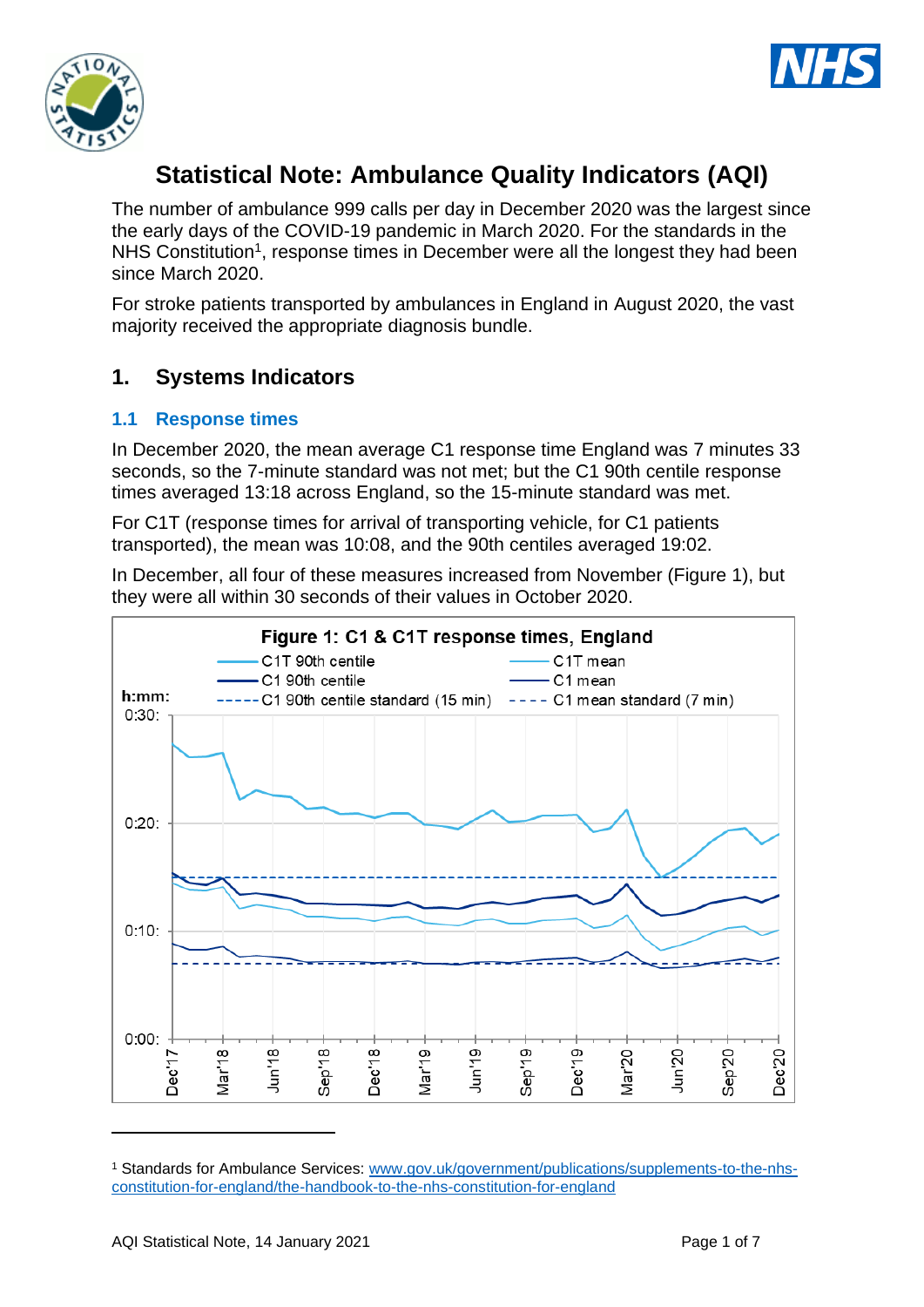# Statistical Note: Ambulance Quality Indicators (AQI)

The number of ambulance 999 calls per day in December 2020 was the largest since the early days of the COVID-19 pandemic in March 2020. For the standards in the NHS Constitution[1], response times in December were all the longest they had been since March 2020.

For stroke patients transported by ambulances in England in August 2020, the vast majority received the appropriate diagnosis bundle.

## 1. Systems Indicators

### 1.1 Response times

In December 2020, the mean average C1 response time England was 7 minutes 33 seconds, so the 7-minute standard was not met; but the C1 90th centile response times averaged 13:18 across England, so the 15-minute standard was met.

For C1T (response times for arrival of transporting vehicle, for C1 patients transported), the mean was 10:08, and the 90th centiles averaged 19:02.

In December, all four of these measures increased from November (Figure 1), but they were all within 30 seconds of their values in October 2020.

**Figure 1: C1 & C1T response times, England**

C1T 90th centile
C1T mean
C1 90th centile
C1 mean
C1 90th centile standard (15 min)
C1 mean standard (7 min)

h:mm:
0:30:
0:20:
0:10:
0:00:

Dec'17 Mar'18 Jun'18 Sep'18 Dec'18 Mar'19 Jun'19 Sep'19 Dec'19 Mar'20 Jun'20 Sep'20 Dec'20

[1] Standards for Ambulance Services: www.gov.uk/government/publications/supplements-to-the-nhs-constitution-for-england/the-handbook-to-the-nhs-constitution-for-england

AQI Statistical Note, 14 January 2021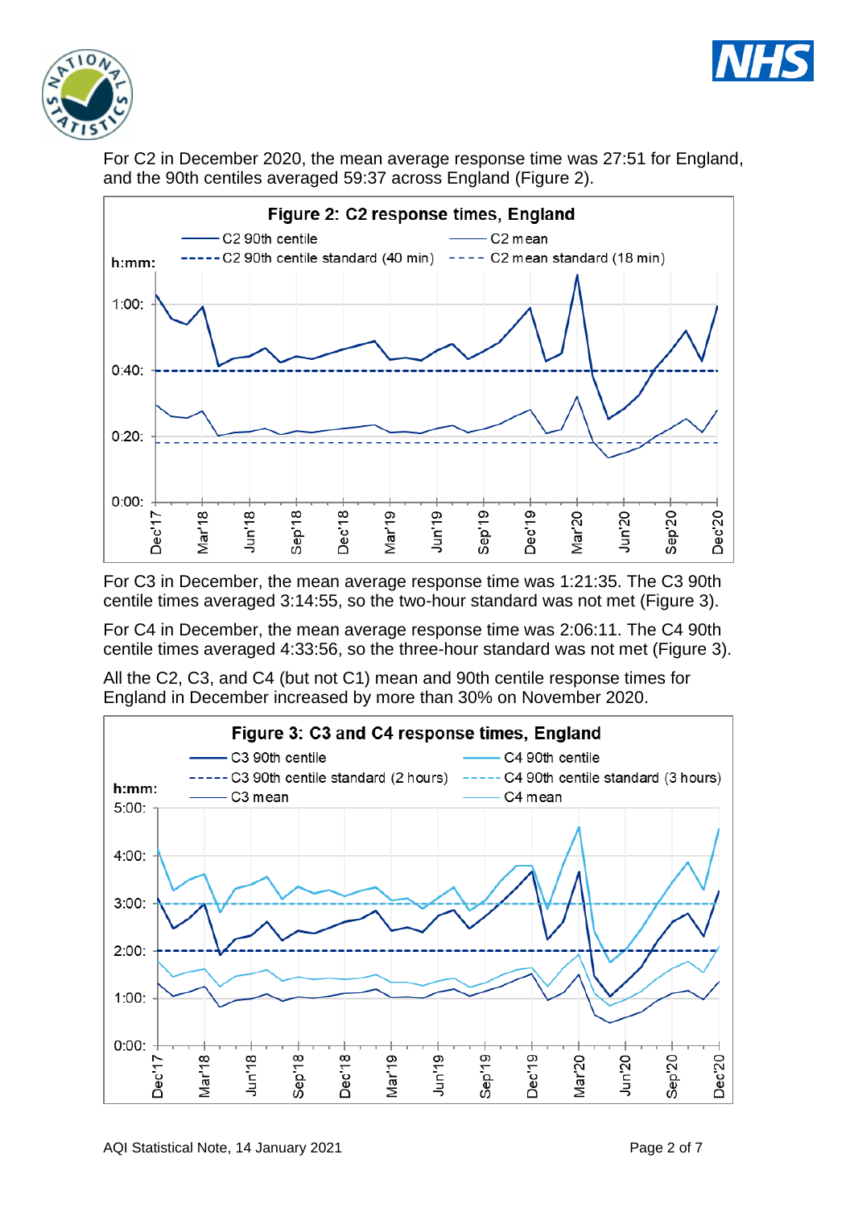For C2 in December 2020, the mean average response time was 27:51 for England, and the 90th centiles averaged 59:37 across England (Figure 2).

**Figure 2: C2 response times, England**

C2 90th centile
C2 mean
C2 90th centile standard (40 min)
C2 mean standard (18 min)

h:mm:
1:00:
0:40:
0:20:
0:00:

Dec'17 Mar'18 Jun'18 Sep'18 Dec'18 Mar'19 Jun'19 Sep'19 Dec'19 Mar'20 Jun'20 Sep'20 Dec'20

For C3 in December, the mean average response time was 1:21:35. The C3 90th centile times averaged 3:14:55, so the two-hour standard was not met (Figure 3).

For C4 in December, the mean average response time was 2:06:11. The C4 90th centile times averaged 4:33:56, so the three-hour standard was not met (Figure 3).

All the C2, C3, and C4 (but not C1) mean and 90th centile response times for England in December increased by more than 30% on November 2020.

**Figure 3: C3 and C4 response times, England**

C3 90th centile
C3 90th centile standard (2 hours)
C3 mean
C4 90th centile
C4 90th centile standard (3 hours)
C4 mean

h:mm:
5:00:
4:00:
3:00:
2:00:
1:00:
0:00:

Dec'17 Mar'18 Jun'18 Sep'18 Dec'18 Mar'19 Jun'19 Sep'19 Dec'19 Mar'20 Jun'20 Sep'20 Dec'20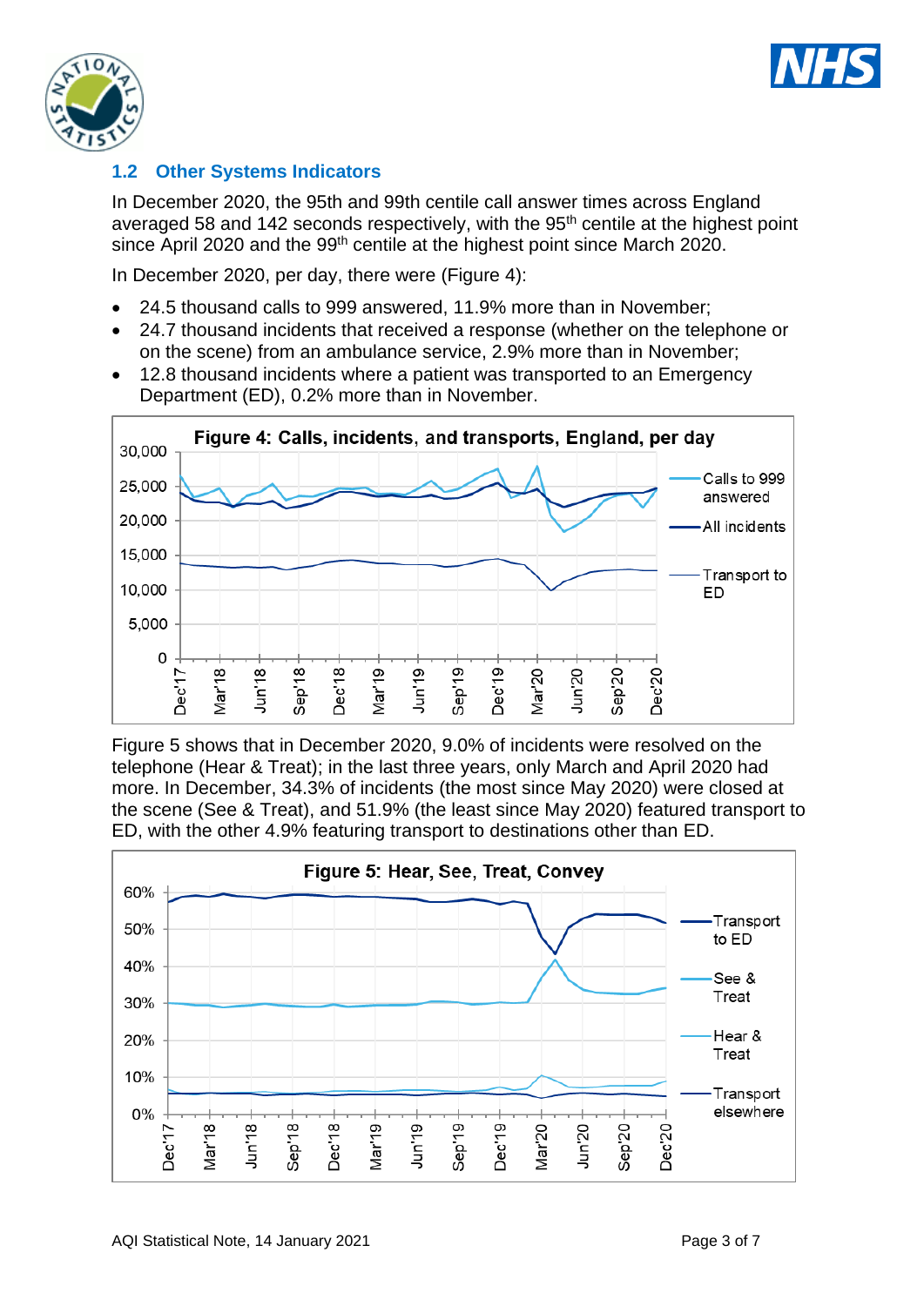## 1.2 Other Systems Indicators

In December 2020, the 95th and 99th centile call answer times across England averaged 58 and 142 seconds respectively, with the 95th centile at the highest point since April 2020 and the 99th centile at the highest point since March 2020.

In December 2020, per day, there were (Figure 4):

- 24.5 thousand calls to 999 answered, 11.9% more than in November;
- 24.7 thousand incidents that received a response (whether on the telephone or on the scene) from an ambulance service, 2.9% more than in November;
- 12.8 thousand incidents where a patient was transported to an Emergency Department (ED), 0.2% more than in November.

**Figure 4: Calls, incidents, and transports, England, per day**

30,000
25,000
20,000
15,000
10,000
5,000
0

Dec'17
Mar'18
Jun'18
Sep'18
Dec'18
Mar'19
Jun'19
Sep'19
Dec'19
Mar'20
Jun'20
Sep'20
Dec'20

Calls to 999 answered
All incidents
Transport to ED

Figure 5 shows that in December 2020, 9.0% of incidents were resolved on the telephone (Hear & Treat); in the last three years, only March and April 2020 had more. In December, 34.3% of incidents (the most since May 2020) were closed at the scene (See & Treat), and 51.9% (the least since May 2020) featured transport to ED, with the other 4.9% featuring transport to destinations other than ED.

**Figure 5: Hear, See, Treat, Convey**

60%
50%
40%
30%
20%
10%
0%

Dec'17
Mar'18
Jun'18
Sep'18
Dec'18
Mar'19
Jun'19
Sep'19
Dec'19
Mar'20
Jun'20
Sep'20
Dec'20

Transport to ED
See & Treat
Hear & Treat
Transport elsewhere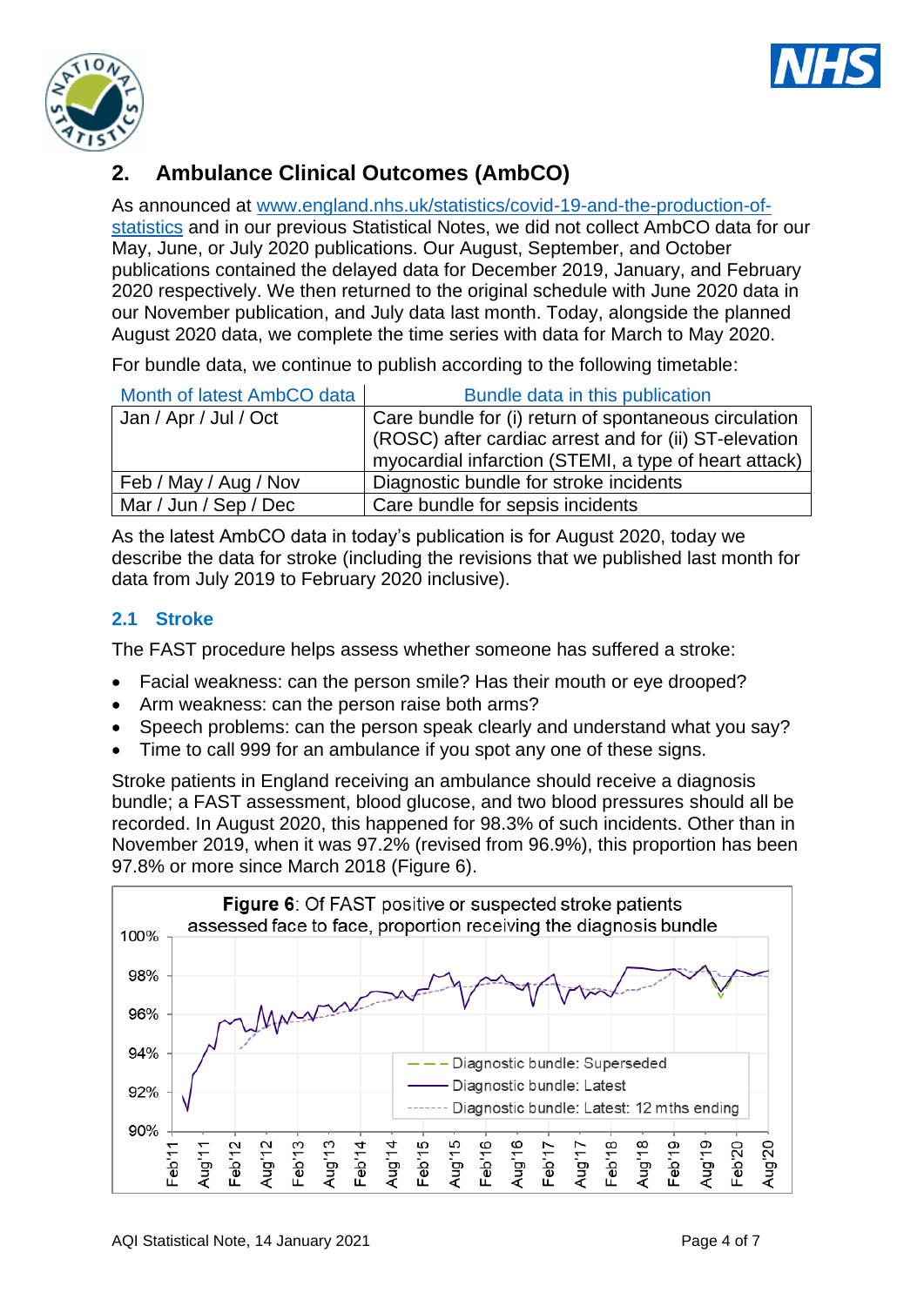## 2. Ambulance Clinical Outcomes (AmbCO)

As announced at [www.england.nhs.uk/statistics/covid-19-and-the-production-of-statistics](www.england.nhs.uk/statistics/covid-19-and-the-production-of-statistics) and in our previous Statistical Notes, we did not collect AmbCO data for our May, June, or July 2020 publications. Our August, September, and October publications contained the delayed data for December 2019, January, and February 2020 respectively. We then returned to the original schedule with June 2020 data in our November publication, and July data last month. Today, alongside the planned August 2020 data, we complete the time series with data for March to May 2020.

For bundle data, we continue to publish according to the following timetable:

| Month of latest AmbCO data | Bundle data in this publication |
|---|---|
| Jan / Apr / Jul / Oct | Care bundle for (i) return of spontaneous circulation (ROSC) after cardiac arrest and for (ii) ST-elevation myocardial infarction (STEMI, a type of heart attack) |
| Feb / May / Aug / Nov | Diagnostic bundle for stroke incidents |
| Mar / Jun / Sep / Dec | Care bundle for sepsis incidents |

As the latest AmbCO data in today's publication is for August 2020, today we describe the data for stroke (including the revisions that we published last month for data from July 2019 to February 2020 inclusive).

### 2.1 Stroke

The FAST procedure helps assess whether someone has suffered a stroke:

- Facial weakness: can the person smile? Has their mouth or eye drooped?
- Arm weakness: can the person raise both arms?
- Speech problems: can the person speak clearly and understand what you say?
- Time to call 999 for an ambulance if you spot any one of these signs.

Stroke patients in England receiving an ambulance should receive a diagnosis bundle; a FAST assessment, blood glucose, and two blood pressures should all be recorded. In August 2020, this happened for 98.3% of such incidents. Other than in November 2019, when it was 97.2% (revised from 96.9%), this proportion has been 97.8% or more since March 2018 (Figure 6).

**Figure 6**: Of FAST positive or suspected stroke patients assessed face to face, proportion receiving the diagnosis bundle

100%
98%
96%
94%
92%
90%

Feb'11 Aug'11 Feb'12 Aug'12 Feb'13 Aug'13 Feb'14 Aug'14 Feb'15 Aug'15 Feb'16 Aug'16 Feb'17 Aug'17 Feb'18 Aug'18 Feb'19 Aug'19 Feb'20 Aug'20

Diagnostic bundle: Superseded
Diagnostic bundle: Latest
Diagnostic bundle: Latest: 12 mths ending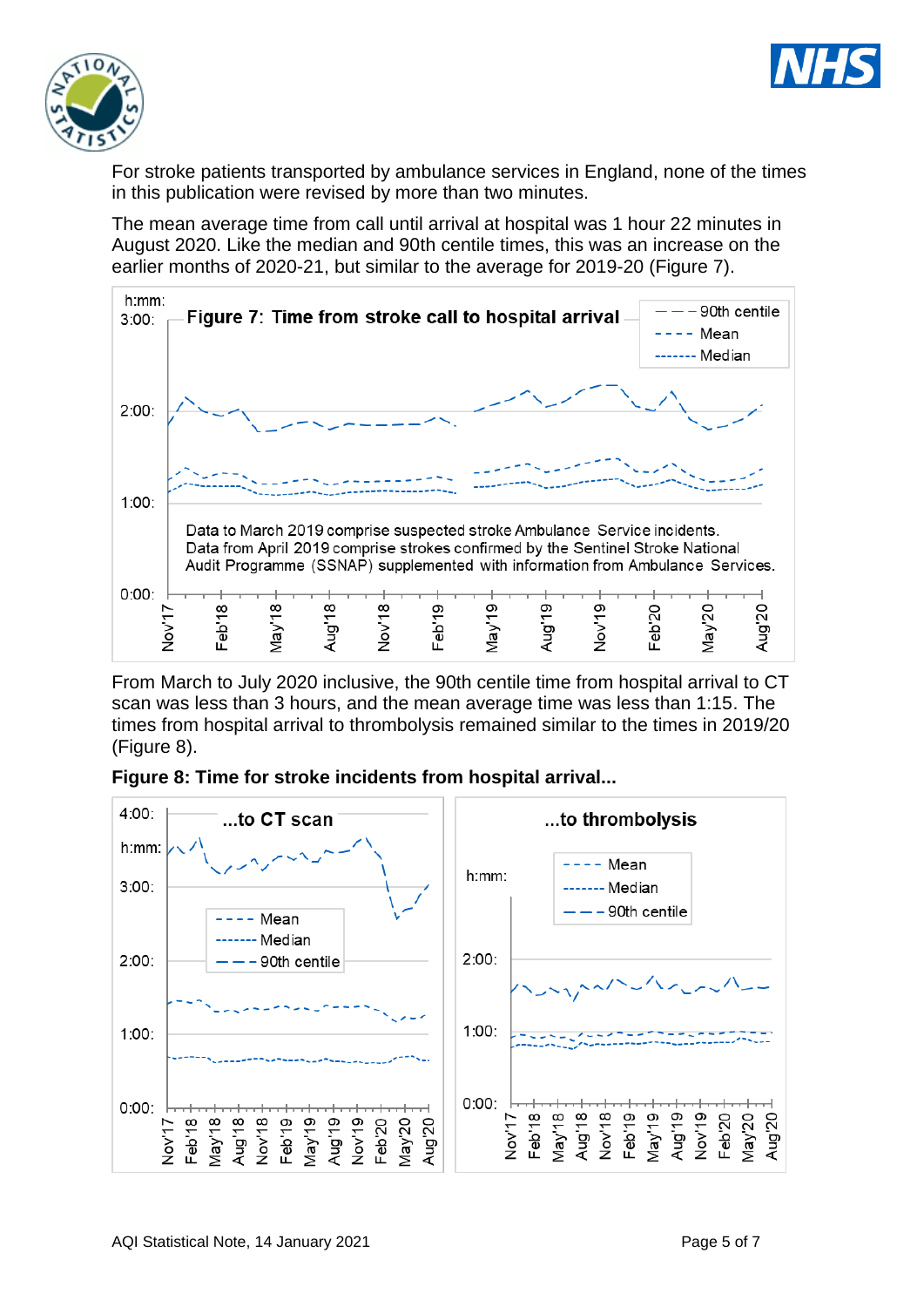For stroke patients transported by ambulance services in England, none of the times in this publication were revised by more than two minutes.

The mean average time from call until arrival at hospital was 1 hour 22 minutes in August 2020. Like the median and 90th centile times, this was an increase on the earlier months of 2020-21, but similar to the average for 2019-20 (Figure 7).

**Figure 7: Time from stroke call to hospital arrival**

h:mm:
3:00:
2:00:
1:00:
0:00:

90th centile
Mean
Median

Data to March 2019 comprise suspected stroke Ambulance Service incidents.
Data from April 2019 comprise strokes confirmed by the Sentinel Stroke National Audit Programme (SSNAP) supplemented with information from Ambulance Services.

Nov'17 Feb'18 May'18 Aug'18 Nov'18 Feb'19 May'19 Aug'19 Nov'19 Feb'20 May'20 Aug'20

From March to July 2020 inclusive, the 90th centile time from hospital arrival to CT scan was less than 3 hours, and the mean average time was less than 1:15. The times from hospital arrival to thrombolysis remained similar to the times in 2019/20 (Figure 8).

**Figure 8: Time for stroke incidents from hospital arrival...**

**...to CT scan**

4:00:
h:mm:
3:00:
2:00:
1:00:
0:00:

Mean
Median
90th centile

Nov'17 Feb'18 May'18 Aug'18 Nov'18 Feb'19 May'19 Aug'19 Nov'19 Feb'20 May'20 Aug'20

**...to thrombolysis**

h:mm:
2:00:
1:00:
0:00:

Mean
Median
90th centile

Nov'17 Feb'18 May'18 Aug'18 Nov'18 Feb'19 May'19 Aug'19 Nov'19 Feb'20 May'20 Aug'20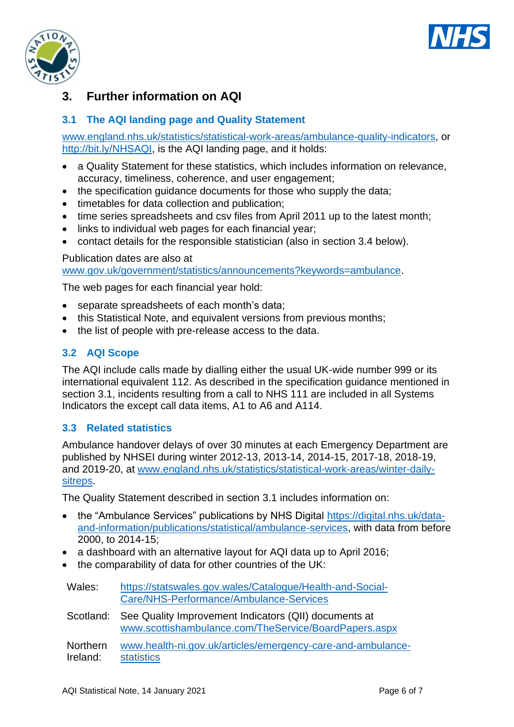## 3. Further information on AQI

### 3.1 The AQI landing page and Quality Statement

www.england.nhs.uk/statistics/statistical-work-areas/ambulance-quality-indicators, or http://bit.ly/NHSAQI, is the AQI landing page, and it holds:

- a Quality Statement for these statistics, which includes information on relevance, accuracy, timeliness, coherence, and user engagement;
- the specification guidance documents for those who supply the data;
- timetables for data collection and publication;
- time series spreadsheets and csv files from April 2011 up to the latest month;
- links to individual web pages for each financial year;
- contact details for the responsible statistician (also in section 3.4 below).

Publication dates are also at www.gov.uk/government/statistics/announcements?keywords=ambulance.

The web pages for each financial year hold:

- separate spreadsheets of each month's data;
- this Statistical Note, and equivalent versions from previous months;
- the list of people with pre-release access to the data.

### 3.2 AQI Scope

The AQI include calls made by dialling either the usual UK-wide number 999 or its international equivalent 112. As described in the specification guidance mentioned in section 3.1, incidents resulting from a call to NHS 111 are included in all Systems Indicators the except call data items, A1 to A6 and A114.

### 3.3 Related statistics

Ambulance handover delays of over 30 minutes at each Emergency Department are published by NHSEI during winter 2012-13, 2013-14, 2014-15, 2017-18, 2018-19, and 2019-20, at www.england.nhs.uk/statistics/statistical-work-areas/winter-daily-sitreps.

The Quality Statement described in section 3.1 includes information on:

- the "Ambulance Services" publications by NHS Digital https://digital.nhs.uk/data-and-information/publications/statistical/ambulance-services, with data from before 2000, to 2014-15;
- a dashboard with an alternative layout for AQI data up to April 2016;
- the comparability of data for other countries of the UK:

| | |
|---|---|
| Wales: | https://statswales.gov.wales/Catalogue/Health-and-Social-Care/NHS-Performance/Ambulance-Services |
| Scotland: | See Quality Improvement Indicators (QII) documents at www.scottishambulance.com/TheService/BoardPapers.aspx |
| Northern Ireland: | www.health-ni.gov.uk/articles/emergency-care-and-ambulance-statistics |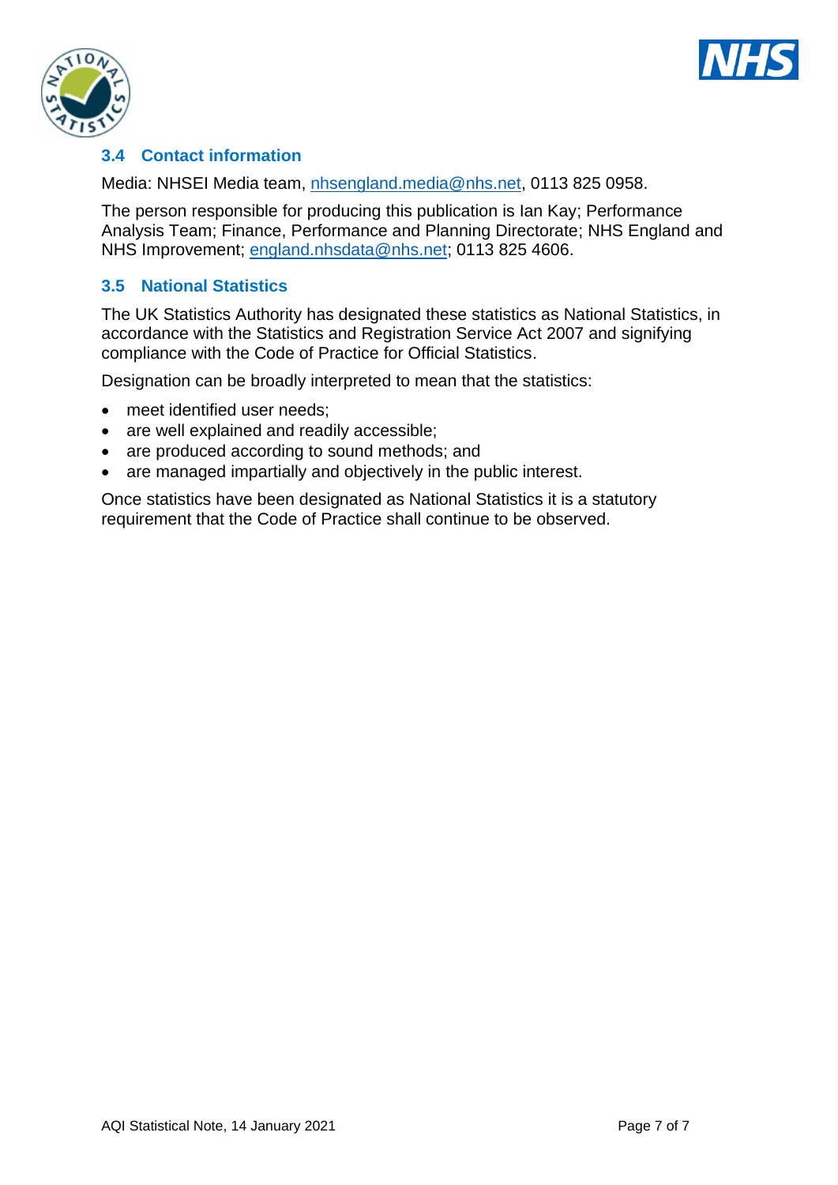### 3.4 Contact information

Media: NHSEI Media team, nhsengland.media@nhs.net, 0113 825 0958.

The person responsible for producing this publication is Ian Kay; Performance Analysis Team; Finance, Performance and Planning Directorate; NHS England and NHS Improvement; england.nhsdata@nhs.net; 0113 825 4606.

### 3.5 National Statistics

The UK Statistics Authority has designated these statistics as National Statistics, in accordance with the Statistics and Registration Service Act 2007 and signifying compliance with the Code of Practice for Official Statistics.

Designation can be broadly interpreted to mean that the statistics:

- meet identified user needs;
- are well explained and readily accessible;
- are produced according to sound methods; and
- are managed impartially and objectively in the public interest.

Once statistics have been designated as National Statistics it is a statutory requirement that the Code of Practice shall continue to be observed.